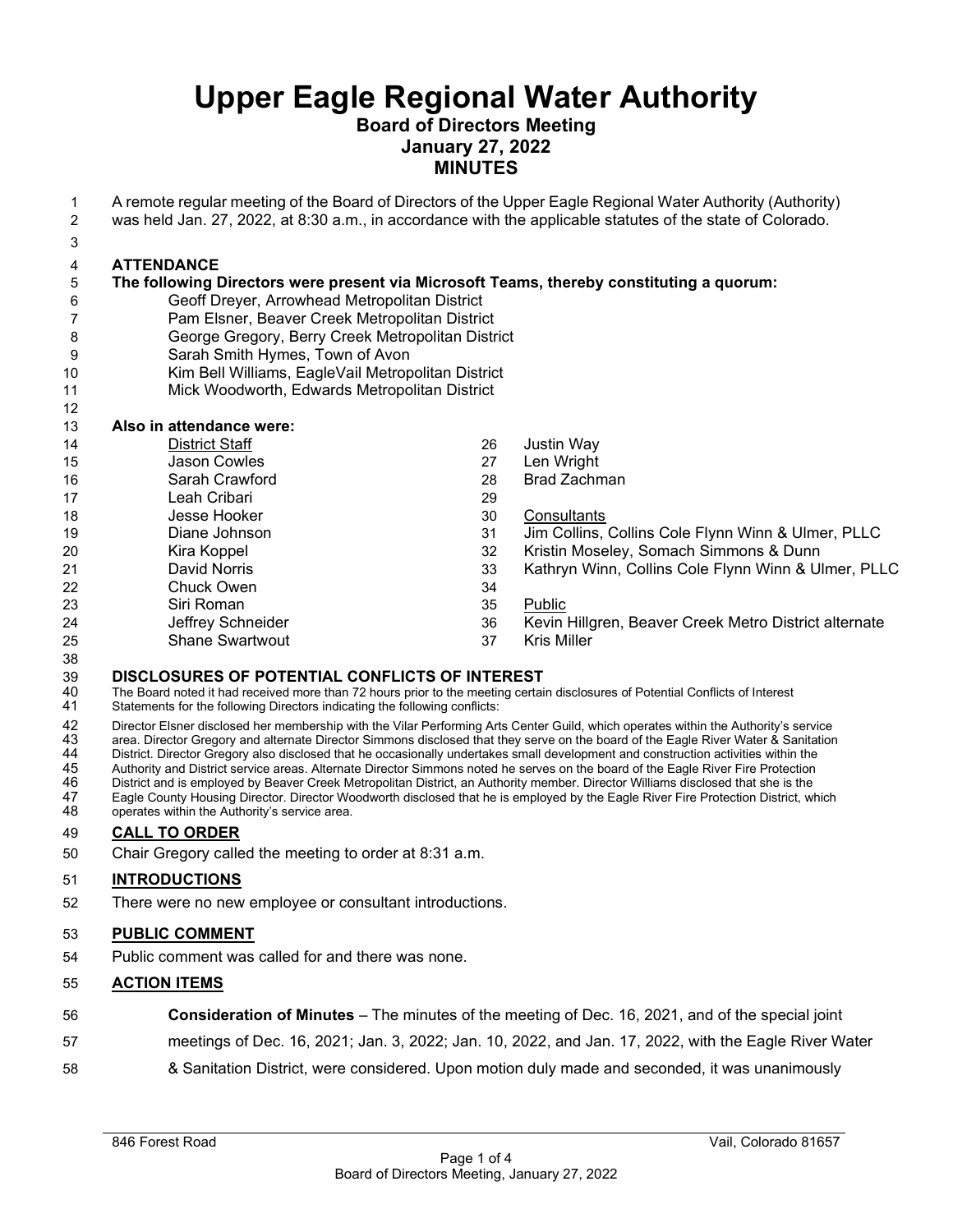# Upper Eagle Regional Water Authority

## Board of Directors Meeting
## January 27, 2022
## MINUTES

A remote regular meeting of the Board of Directors of the Upper Eagle Regional Water Authority (Authority) was held Jan. 27, 2022, at 8:30 a.m., in accordance with the applicable statutes of the state of Colorado.

### ATTENDANCE

**The following Directors were present via Microsoft Teams, thereby constituting a quorum:**

- Geoff Dreyer, Arrowhead Metropolitan District
- Pam Elsner, Beaver Creek Metropolitan District
- George Gregory, Berry Creek Metropolitan District
- Sarah Smith Hymes, Town of Avon
- Kim Bell Williams, EagleVail Metropolitan District
- Mick Woodworth, Edwards Metropolitan District

**Also in attendance were:**

District Staff
- Jason Cowles
- Sarah Crawford
- Leah Cribari
- Jesse Hooker
- Diane Johnson
- Kira Koppel
- David Norris
- Chuck Owen
- Siri Roman
- Jeffrey Schneider
- Shane Swartwout
- Justin Way
- Len Wright
- Brad Zachman

Consultants
- Jim Collins, Collins Cole Flynn Winn & Ulmer, PLLC
- Kristin Moseley, Somach Simmons & Dunn
- Kathryn Winn, Collins Cole Flynn Winn & Ulmer, PLLC

Public
- Kevin Hillgren, Beaver Creek Metro District alternate
- Kris Miller

### DISCLOSURES OF POTENTIAL CONFLICTS OF INTEREST

The Board noted it had received more than 72 hours prior to the meeting certain disclosures of Potential Conflicts of Interest Statements for the following Directors indicating the following conflicts:

Director Elsner disclosed her membership with the Vilar Performing Arts Center Guild, which operates within the Authority's service area. Director Gregory and alternate Director Simmons disclosed that they serve on the board of the Eagle River Water & Sanitation District. Director Gregory also disclosed that he occasionally undertakes small development and construction activities within the Authority and District service areas. Alternate Director Simmons noted he serves on the board of the Eagle River Fire Protection District and is employed by Beaver Creek Metropolitan District, an Authority member. Director Williams disclosed that she is the Eagle County Housing Director. Director Woodworth disclosed that he is employed by the Eagle River Fire Protection District, which operates within the Authority's service area.

### CALL TO ORDER

Chair Gregory called the meeting to order at 8:31 a.m.

### INTRODUCTIONS

There were no new employee or consultant introductions.

### PUBLIC COMMENT

Public comment was called for and there was none.

### ACTION ITEMS

**Consideration of Minutes** – The minutes of the meeting of Dec. 16, 2021, and of the special joint meetings of Dec. 16, 2021; Jan. 3, 2022; Jan. 10, 2022, and Jan. 17, 2022, with the Eagle River Water & Sanitation District, were considered. Upon motion duly made and seconded, it was unanimously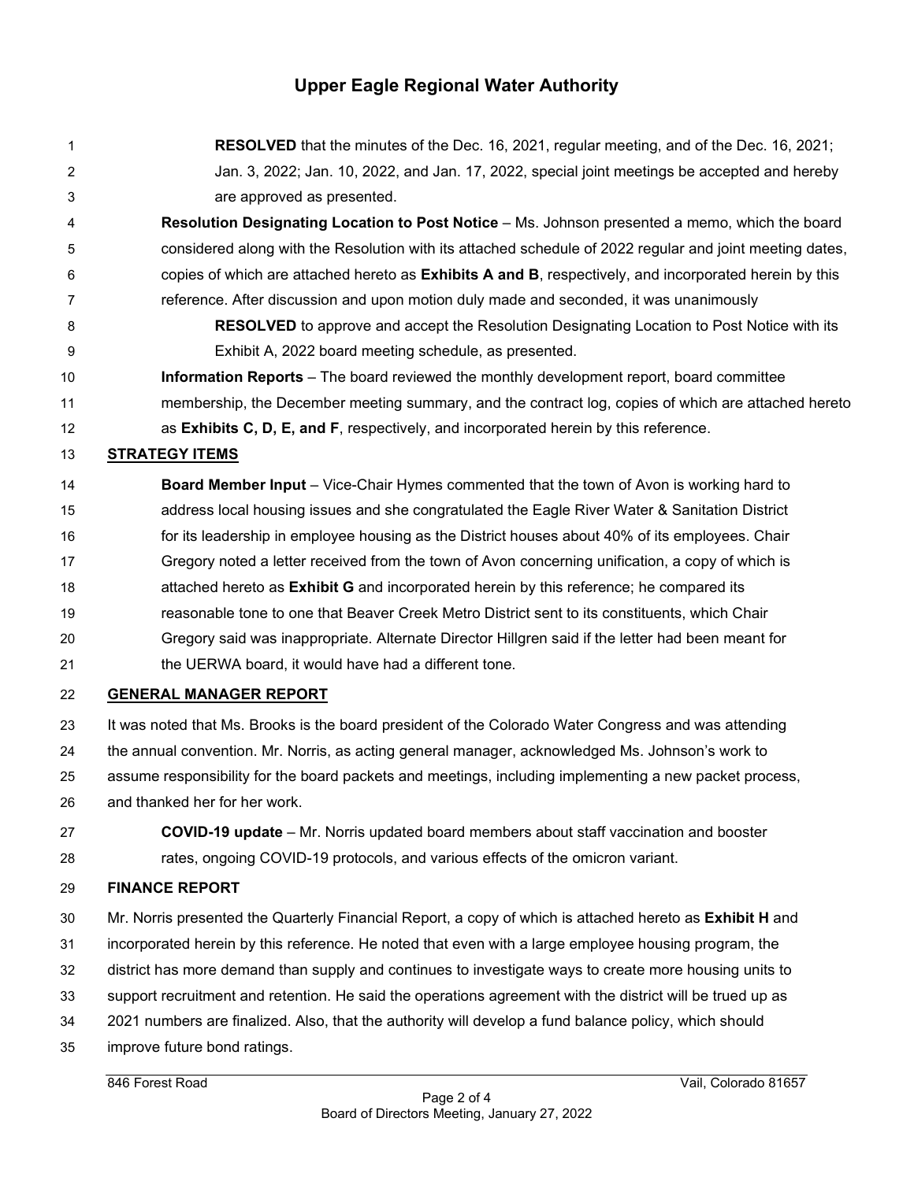**RESOLVED** that the minutes of the Dec. 16, 2021, regular meeting, and of the Dec. 16, 2021; Jan. 3, 2022; Jan. 10, 2022, and Jan. 17, 2022, special joint meetings be accepted and hereby are approved as presented.

**Resolution Designating Location to Post Notice** – Ms. Johnson presented a memo, which the board considered along with the Resolution with its attached schedule of 2022 regular and joint meeting dates, copies of which are attached hereto as **Exhibits A and B**, respectively, and incorporated herein by this reference. After discussion and upon motion duly made and seconded, it was unanimously

**RESOLVED** to approve and accept the Resolution Designating Location to Post Notice with its Exhibit A, 2022 board meeting schedule, as presented.

**Information Reports** – The board reviewed the monthly development report, board committee membership, the December meeting summary, and the contract log, copies of which are attached hereto as **Exhibits C, D, E, and F**, respectively, and incorporated herein by this reference.

**STRATEGY ITEMS**

**Board Member Input** – Vice-Chair Hymes commented that the town of Avon is working hard to address local housing issues and she congratulated the Eagle River Water & Sanitation District for its leadership in employee housing as the District houses about 40% of its employees. Chair Gregory noted a letter received from the town of Avon concerning unification, a copy of which is attached hereto as **Exhibit G** and incorporated herein by this reference; he compared its reasonable tone to one that Beaver Creek Metro District sent to its constituents, which Chair Gregory said was inappropriate. Alternate Director Hillgren said if the letter had been meant for the UERWA board, it would have had a different tone.

**GENERAL MANAGER REPORT**

It was noted that Ms. Brooks is the board president of the Colorado Water Congress and was attending the annual convention. Mr. Norris, as acting general manager, acknowledged Ms. Johnson's work to assume responsibility for the board packets and meetings, including implementing a new packet process, and thanked her for her work.

**COVID-19 update** – Mr. Norris updated board members about staff vaccination and booster rates, ongoing COVID-19 protocols, and various effects of the omicron variant.

**FINANCE REPORT**

Mr. Norris presented the Quarterly Financial Report, a copy of which is attached hereto as **Exhibit H** and incorporated herein by this reference. He noted that even with a large employee housing program, the district has more demand than supply and continues to investigate ways to create more housing units to support recruitment and retention. He said the operations agreement with the district will be trued up as 2021 numbers are finalized. Also, that the authority will develop a fund balance policy, which should improve future bond ratings.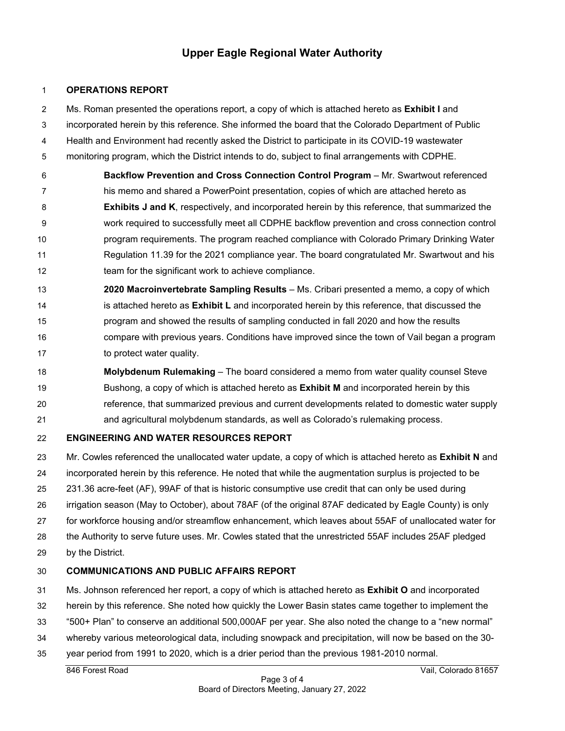**OPERATIONS REPORT**

Ms. Roman presented the operations report, a copy of which is attached hereto as **Exhibit I** and incorporated herein by this reference. She informed the board that the Colorado Department of Public Health and Environment had recently asked the District to participate in its COVID-19 wastewater monitoring program, which the District intends to do, subject to final arrangements with CDPHE.

> **Backflow Prevention and Cross Connection Control Program** – Mr. Swartwout referenced his memo and shared a PowerPoint presentation, copies of which are attached hereto as **Exhibits J and K**, respectively, and incorporated herein by this reference, that summarized the work required to successfully meet all CDPHE backflow prevention and cross connection control program requirements. The program reached compliance with Colorado Primary Drinking Water Regulation 11.39 for the 2021 compliance year. The board congratulated Mr. Swartwout and his team for the significant work to achieve compliance.
>
> **2020 Macroinvertebrate Sampling Results** – Ms. Cribari presented a memo, a copy of which is attached hereto as **Exhibit L** and incorporated herein by this reference, that discussed the program and showed the results of sampling conducted in fall 2020 and how the results compare with previous years. Conditions have improved since the town of Vail began a program to protect water quality.
>
> **Molybdenum Rulemaking** – The board considered a memo from water quality counsel Steve Bushong, a copy of which is attached hereto as **Exhibit M** and incorporated herein by this reference, that summarized previous and current developments related to domestic water supply and agricultural molybdenum standards, as well as Colorado's rulemaking process.

**ENGINEERING AND WATER RESOURCES REPORT**

Mr. Cowles referenced the unallocated water update, a copy of which is attached hereto as **Exhibit N** and incorporated herein by this reference. He noted that while the augmentation surplus is projected to be 231.36 acre-feet (AF), 99AF of that is historic consumptive use credit that can only be used during irrigation season (May to October), about 78AF (of the original 87AF dedicated by Eagle County) is only for workforce housing and/or streamflow enhancement, which leaves about 55AF of unallocated water for the Authority to serve future uses. Mr. Cowles stated that the unrestricted 55AF includes 25AF pledged by the District.

**COMMUNICATIONS AND PUBLIC AFFAIRS REPORT**

Ms. Johnson referenced her report, a copy of which is attached hereto as **Exhibit O** and incorporated herein by this reference. She noted how quickly the Lower Basin states came together to implement the "500+ Plan" to conserve an additional 500,000AF per year. She also noted the change to a "new normal" whereby various meteorological data, including snowpack and precipitation, will now be based on the 30-year period from 1991 to 2020, which is a drier period than the previous 1981-2010 normal.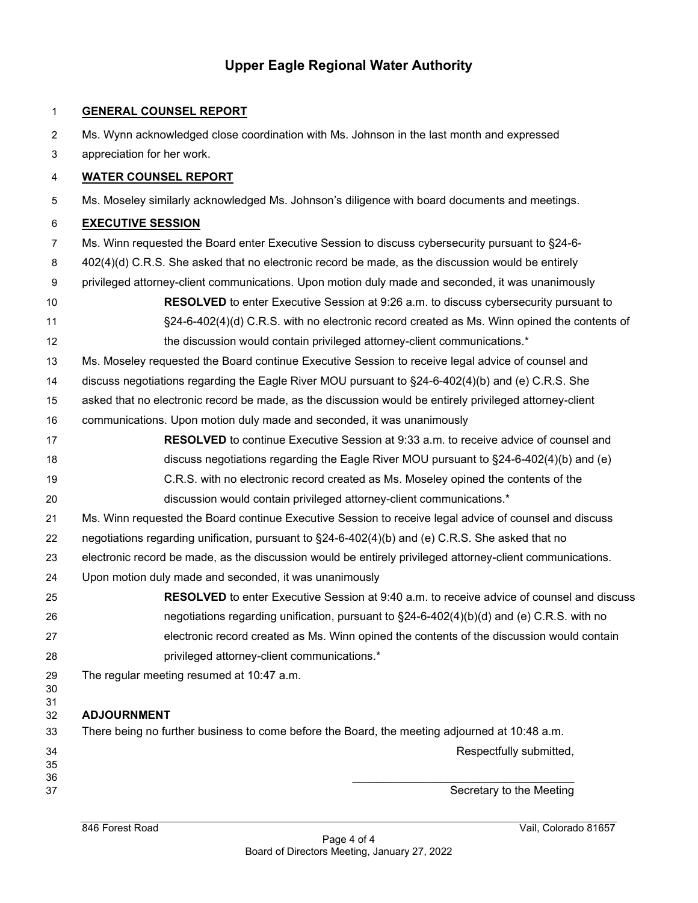**GENERAL COUNSEL REPORT**

Ms. Wynn acknowledged close coordination with Ms. Johnson in the last month and expressed appreciation for her work.

**WATER COUNSEL REPORT**

Ms. Moseley similarly acknowledged Ms. Johnson's diligence with board documents and meetings.

**EXECUTIVE SESSION**

Ms. Winn requested the Board enter Executive Session to discuss cybersecurity pursuant to §24-6-402(4)(d) C.R.S. She asked that no electronic record be made, as the discussion would be entirely privileged attorney-client communications. Upon motion duly made and seconded, it was unanimously

> **RESOLVED** to enter Executive Session at 9:26 a.m. to discuss cybersecurity pursuant to §24-6-402(4)(d) C.R.S. with no electronic record created as Ms. Winn opined the contents of the discussion would contain privileged attorney-client communications.*

Ms. Moseley requested the Board continue Executive Session to receive legal advice of counsel and discuss negotiations regarding the Eagle River MOU pursuant to §24-6-402(4)(b) and (e) C.R.S. She asked that no electronic record be made, as the discussion would be entirely privileged attorney-client communications. Upon motion duly made and seconded, it was unanimously

> **RESOLVED** to continue Executive Session at 9:33 a.m. to receive advice of counsel and discuss negotiations regarding the Eagle River MOU pursuant to §24-6-402(4)(b) and (e) C.R.S. with no electronic record created as Ms. Moseley opined the contents of the discussion would contain privileged attorney-client communications.*

Ms. Winn requested the Board continue Executive Session to receive legal advice of counsel and discuss negotiations regarding unification, pursuant to §24-6-402(4)(b) and (e) C.R.S. She asked that no electronic record be made, as the discussion would be entirely privileged attorney-client communications. Upon motion duly made and seconded, it was unanimously

> **RESOLVED** to enter Executive Session at 9:40 a.m. to receive advice of counsel and discuss negotiations regarding unification, pursuant to §24-6-402(4)(b)(d) and (e) C.R.S. with no electronic record created as Ms. Winn opined the contents of the discussion would contain privileged attorney-client communications.*

The regular meeting resumed at 10:47 a.m.

**ADJOURNMENT**

There being no further business to come before the Board, the meeting adjourned at 10:48 a.m.

Respectfully submitted,

\_\_\_\_\_\_\_\_\_\_\_\_\_\_\_\_\_\_\_\_\_\_\_\_\_\_\_\_\_\_\_\_\_\_

Secretary to the Meeting